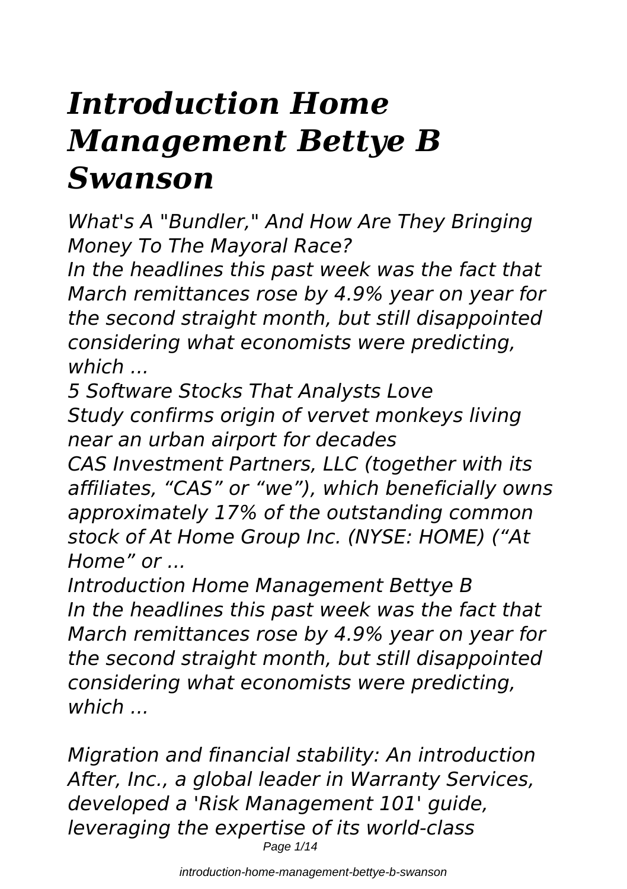# *Introduction Home Management Bettye B Swanson*

*What's A "Bundler," And How Are They Bringing Money To The Mayoral Race?*

*In the headlines this past week was the fact that March remittances rose by 4.9% year on year for the second straight month, but still disappointed considering what economists were predicting, which ...*

*5 Software Stocks That Analysts Love*

*Study confirms origin of vervet monkeys living near an urban airport for decades*

*CAS Investment Partners, LLC (together with its affiliates, "CAS" or "we"), which beneficially owns approximately 17% of the outstanding common stock of At Home Group Inc. (NYSE: HOME) ("At Home" or ...*

*Introduction Home Management Bettye B*

*In the headlines this past week was the fact that March remittances rose by 4.9% year on year for the second straight month, but still disappointed considering what economists were predicting, which ...*

*Migration and financial stability: An introduction*

*After, Inc., a global leader in Warranty Services, developed a 'Risk Management 101' guide, leveraging the expertise of its world-class*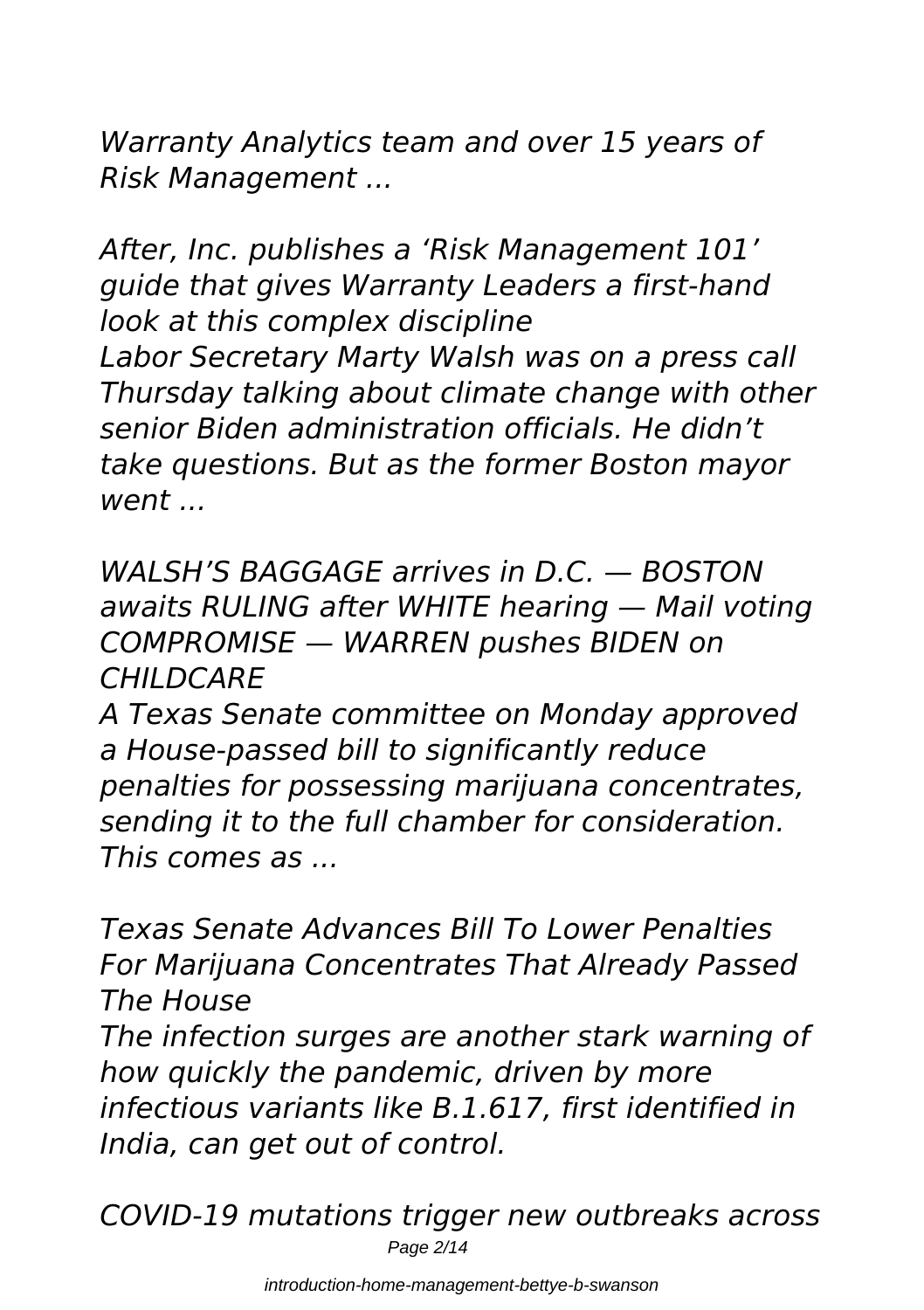*Warranty Analytics team and over 15 years of Risk Management ...*

*After, Inc. publishes a 'Risk Management 101' guide that gives Warranty Leaders a first-hand look at this complex discipline*
*Labor Secretary Marty Walsh was on a press call Thursday talking about climate change with other senior Biden administration officials. He didn't take questions. But as the former Boston mayor went ...*

*WALSH'S BAGGAGE arrives in D.C. — BOSTON awaits RULING after WHITE hearing — Mail voting COMPROMISE — WARREN pushes BIDEN on CHILDCARE*
*A Texas Senate committee on Monday approved a House-passed bill to significantly reduce penalties for possessing marijuana concentrates, sending it to the full chamber for consideration. This comes as ...*

*Texas Senate Advances Bill To Lower Penalties For Marijuana Concentrates That Already Passed The House*
*The infection surges are another stark warning of how quickly the pandemic, driven by more infectious variants like B.1.617, first identified in India, can get out of control.*

*COVID-19 mutations trigger new outbreaks across*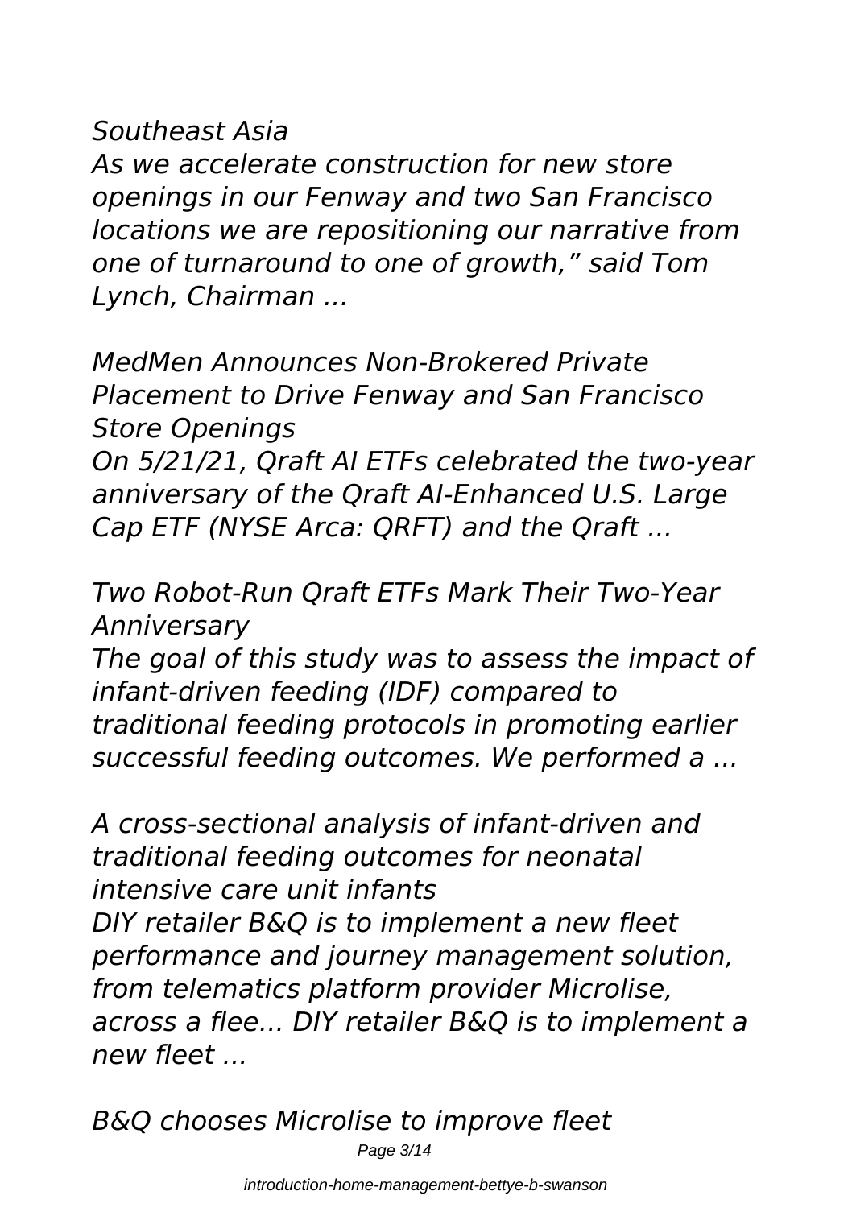*Southeast Asia*

*As we accelerate construction for new store openings in our Fenway and two San Francisco locations we are repositioning our narrative from one of turnaround to one of growth," said Tom Lynch, Chairman ...*

*MedMen Announces Non-Brokered Private Placement to Drive Fenway and San Francisco Store Openings*

*On 5/21/21, Qraft AI ETFs celebrated the two-year anniversary of the Qraft AI-Enhanced U.S. Large Cap ETF (NYSE Arca: QRFT) and the Qraft ...*

*Two Robot-Run Qraft ETFs Mark Their Two-Year Anniversary*

*The goal of this study was to assess the impact of infant-driven feeding (IDF) compared to traditional feeding protocols in promoting earlier successful feeding outcomes. We performed a ...*

*A cross-sectional analysis of infant-driven and traditional feeding outcomes for neonatal intensive care unit infants*

*DIY retailer B&Q is to implement a new fleet performance and journey management solution, from telematics platform provider Microlise, across a flee... DIY retailer B&Q is to implement a new fleet ...*

*B&Q chooses Microlise to improve fleet*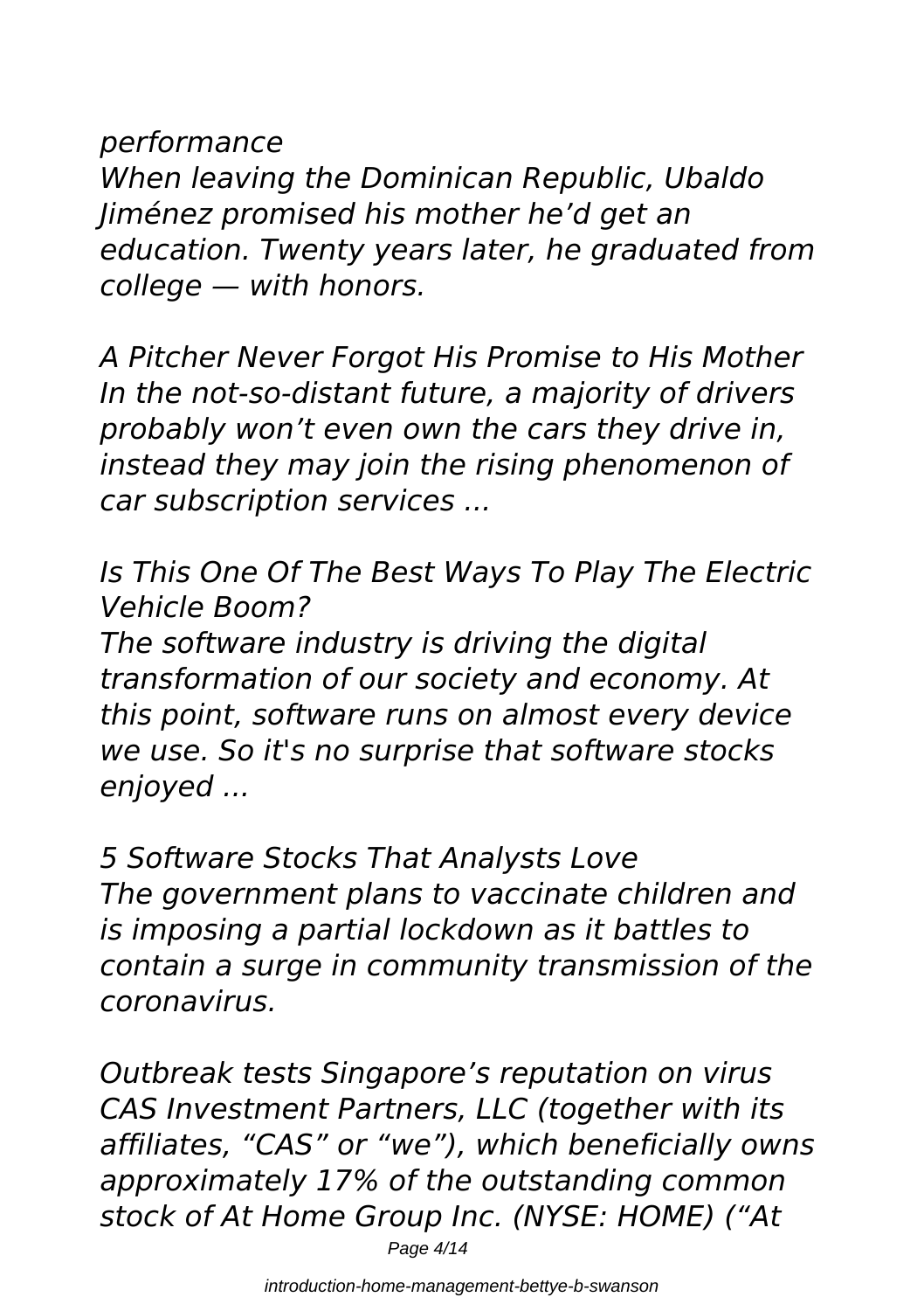*performance*

*When leaving the Dominican Republic, Ubaldo Jiménez promised his mother he'd get an education. Twenty years later, he graduated from college — with honors.*

*A Pitcher Never Forgot His Promise to His Mother*

*In the not-so-distant future, a majority of drivers probably won't even own the cars they drive in, instead they may join the rising phenomenon of car subscription services ...*

*Is This One Of The Best Ways To Play The Electric Vehicle Boom?*

*The software industry is driving the digital transformation of our society and economy. At this point, software runs on almost every device we use. So it's no surprise that software stocks enjoyed ...*

*5 Software Stocks That Analysts Love*

*The government plans to vaccinate children and is imposing a partial lockdown as it battles to contain a surge in community transmission of the coronavirus.*

*Outbreak tests Singapore's reputation on virus*

*CAS Investment Partners, LLC (together with its affiliates, "CAS" or "we"), which beneficially owns approximately 17% of the outstanding common stock of At Home Group Inc. (NYSE: HOME) ("At*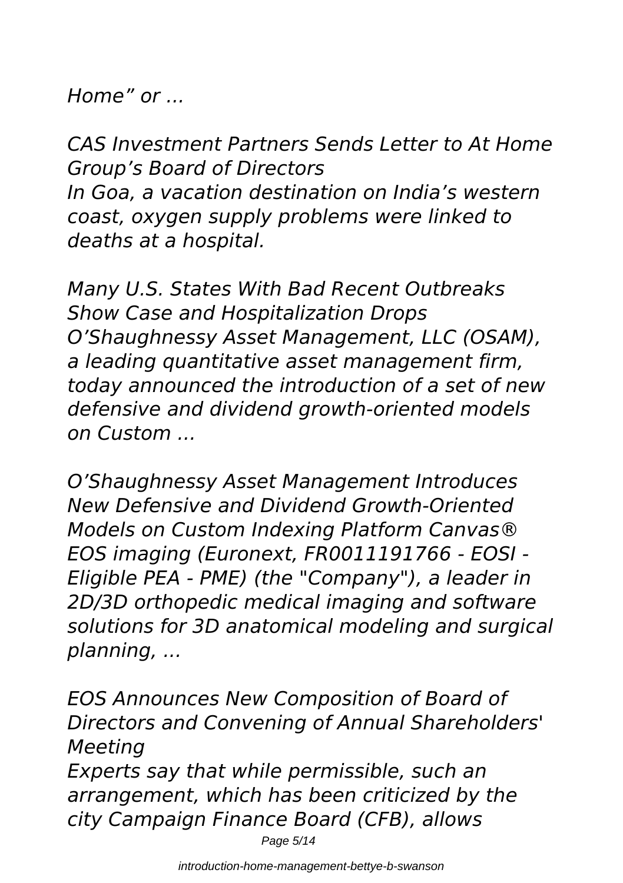*Home" or ...*

*CAS Investment Partners Sends Letter to At Home Group's Board of Directors*
*In Goa, a vacation destination on India's western coast, oxygen supply problems were linked to deaths at a hospital.*

*Many U.S. States With Bad Recent Outbreaks Show Case and Hospitalization Drops*
*O'Shaughnessy Asset Management, LLC (OSAM), a leading quantitative asset management firm, today announced the introduction of a set of new defensive and dividend growth-oriented models on Custom ...*

*O'Shaughnessy Asset Management Introduces New Defensive and Dividend Growth-Oriented Models on Custom Indexing Platform Canvas®*
*EOS imaging (Euronext, FR0011191766 - EOSI - Eligible PEA - PME) (the "Company"), a leader in 2D/3D orthopedic medical imaging and software solutions for 3D anatomical modeling and surgical planning, ...*

*EOS Announces New Composition of Board of Directors and Convening of Annual Shareholders' Meeting*
*Experts say that while permissible, such an arrangement, which has been criticized by the city Campaign Finance Board (CFB), allows*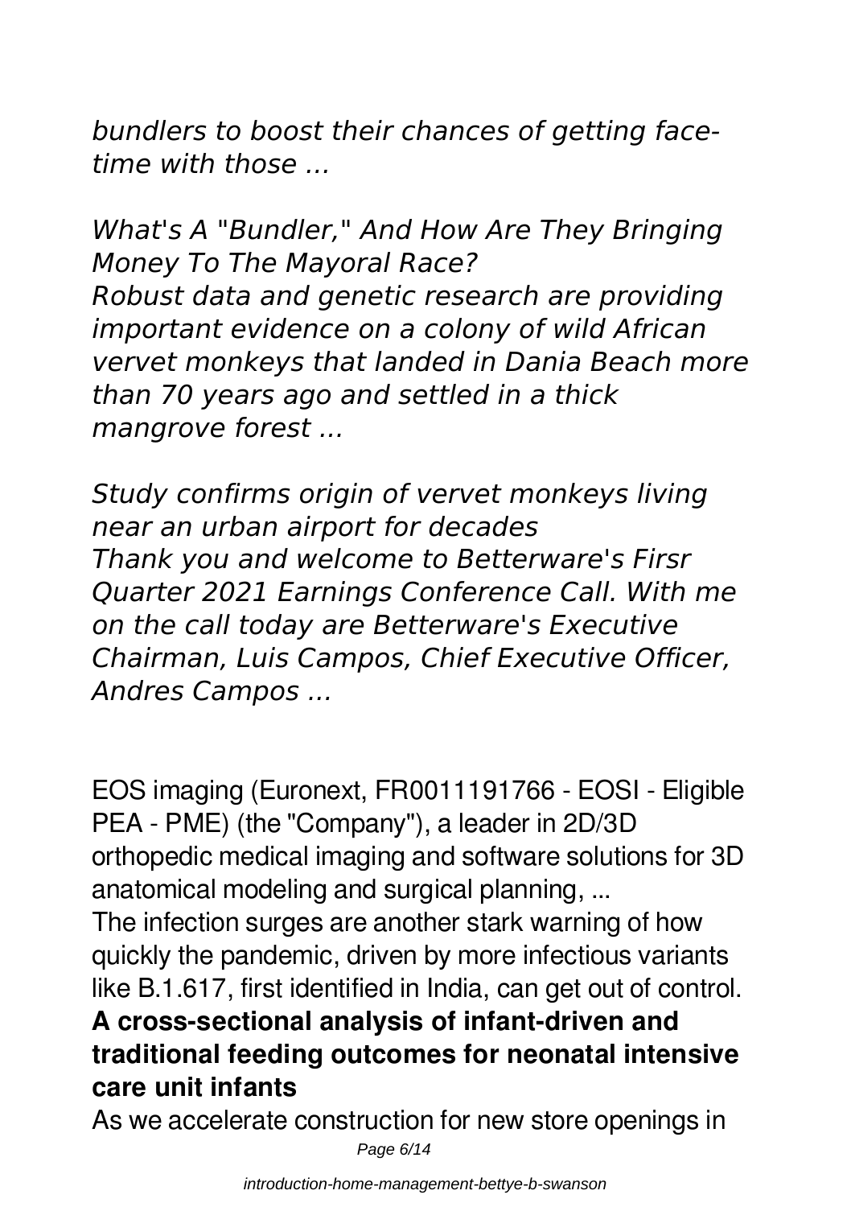*bundlers to boost their chances of getting face-time with those ...*

*What's A "Bundler," And How Are They Bringing Money To The Mayoral Race?*
*Robust data and genetic research are providing important evidence on a colony of wild African vervet monkeys that landed in Dania Beach more than 70 years ago and settled in a thick mangrove forest ...*

*Study confirms origin of vervet monkeys living near an urban airport for decades*
*Thank you and welcome to Betterware's Firsr Quarter 2021 Earnings Conference Call. With me on the call today are Betterware's Executive Chairman, Luis Campos, Chief Executive Officer, Andres Campos ...*

EOS imaging (Euronext, FR0011191766 - EOSI - Eligible PEA - PME) (the "Company"), a leader in 2D/3D orthopedic medical imaging and software solutions for 3D anatomical modeling and surgical planning, ...
The infection surges are another stark warning of how quickly the pandemic, driven by more infectious variants like B.1.617, first identified in India, can get out of control.

**A cross-sectional analysis of infant-driven and traditional feeding outcomes for neonatal intensive care unit infants**

As we accelerate construction for new store openings in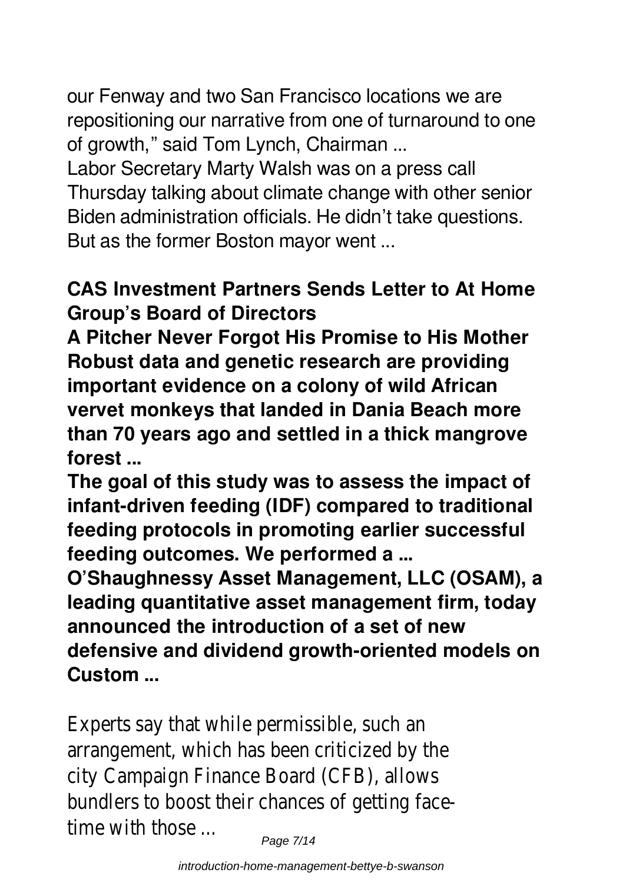our Fenway and two San Francisco locations we are repositioning our narrative from one of turnaround to one of growth," said Tom Lynch, Chairman ...

Labor Secretary Marty Walsh was on a press call Thursday talking about climate change with other senior Biden administration officials. He didn't take questions. But as the former Boston mayor went ...

**CAS Investment Partners Sends Letter to At Home Group's Board of Directors**

**A Pitcher Never Forgot His Promise to His Mother**

**Robust data and genetic research are providing important evidence on a colony of wild African vervet monkeys that landed in Dania Beach more than 70 years ago and settled in a thick mangrove forest ...**

**The goal of this study was to assess the impact of infant-driven feeding (IDF) compared to traditional feeding protocols in promoting earlier successful feeding outcomes. We performed a ...**

**O'Shaughnessy Asset Management, LLC (OSAM), a leading quantitative asset management firm, today announced the introduction of a set of new defensive and dividend growth-oriented models on Custom ...**

Experts say that while permissible, such an arrangement, which has been criticized by the city Campaign Finance Board (CFB), allows bundlers to boost their chances of getting face-time with those ...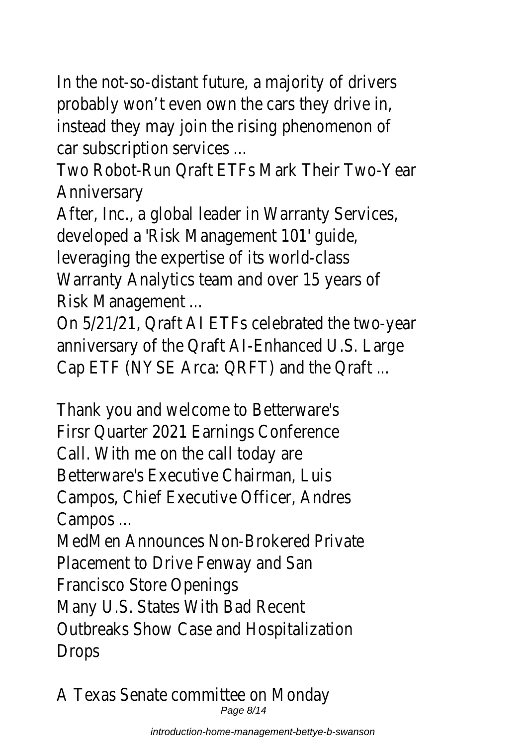In the not-so-distant future, a majority of drivers probably won't even own the cars they drive in, instead they may join the rising phenomenon of car subscription services ...

Two Robot-Run Qraft ETFs Mark Their Two-Year Anniversary

After, Inc., a global leader in Warranty Services, developed a 'Risk Management 101' guide, leveraging the expertise of its world-class Warranty Analytics team and over 15 years of Risk Management ...

On 5/21/21, Qraft AI ETFs celebrated the two-year anniversary of the Qraft AI-Enhanced U.S. Large Cap ETF (NYSE Arca: QRFT) and the Qraft ...

Thank you and welcome to Betterware's Firsr Quarter 2021 Earnings Conference Call. With me on the call today are Betterware's Executive Chairman, Luis Campos, Chief Executive Officer, Andres Campos ...

MedMen Announces Non-Brokered Private Placement to Drive Fenway and San Francisco Store Openings

Many U.S. States With Bad Recent Outbreaks Show Case and Hospitalization Drops

A Texas Senate committee on Monday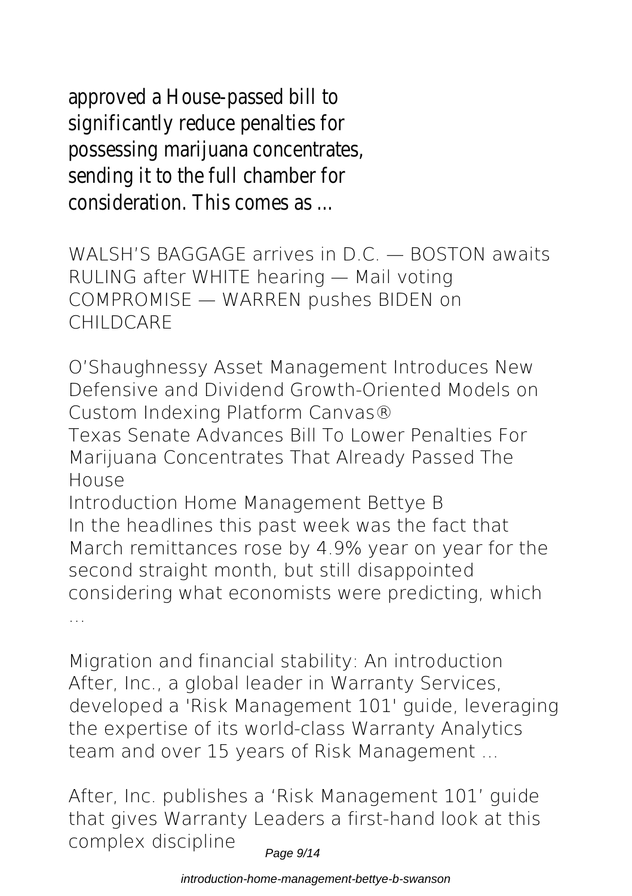approved a House-passed bill to significantly reduce penalties for possessing marijuana concentrates, sending it to the full chamber for consideration. This comes as ...

WALSH'S BAGGAGE arrives in D.C. — BOSTON awaits RULING after WHITE hearing — Mail voting COMPROMISE — WARREN pushes BIDEN on CHILDCARE

O'Shaughnessy Asset Management Introduces New Defensive and Dividend Growth-Oriented Models on Custom Indexing Platform Canvas®

Texas Senate Advances Bill To Lower Penalties For Marijuana Concentrates That Already Passed The House

Introduction Home Management Bettye B

In the headlines this past week was the fact that March remittances rose by 4.9% year on year for the second straight month, but still disappointed considering what economists were predicting, which ...

Migration and financial stability: An introduction

After, Inc., a global leader in Warranty Services, developed a 'Risk Management 101' guide, leveraging the expertise of its world-class Warranty Analytics team and over 15 years of Risk Management ...

After, Inc. publishes a 'Risk Management 101' guide that gives Warranty Leaders a first-hand look at this complex discipline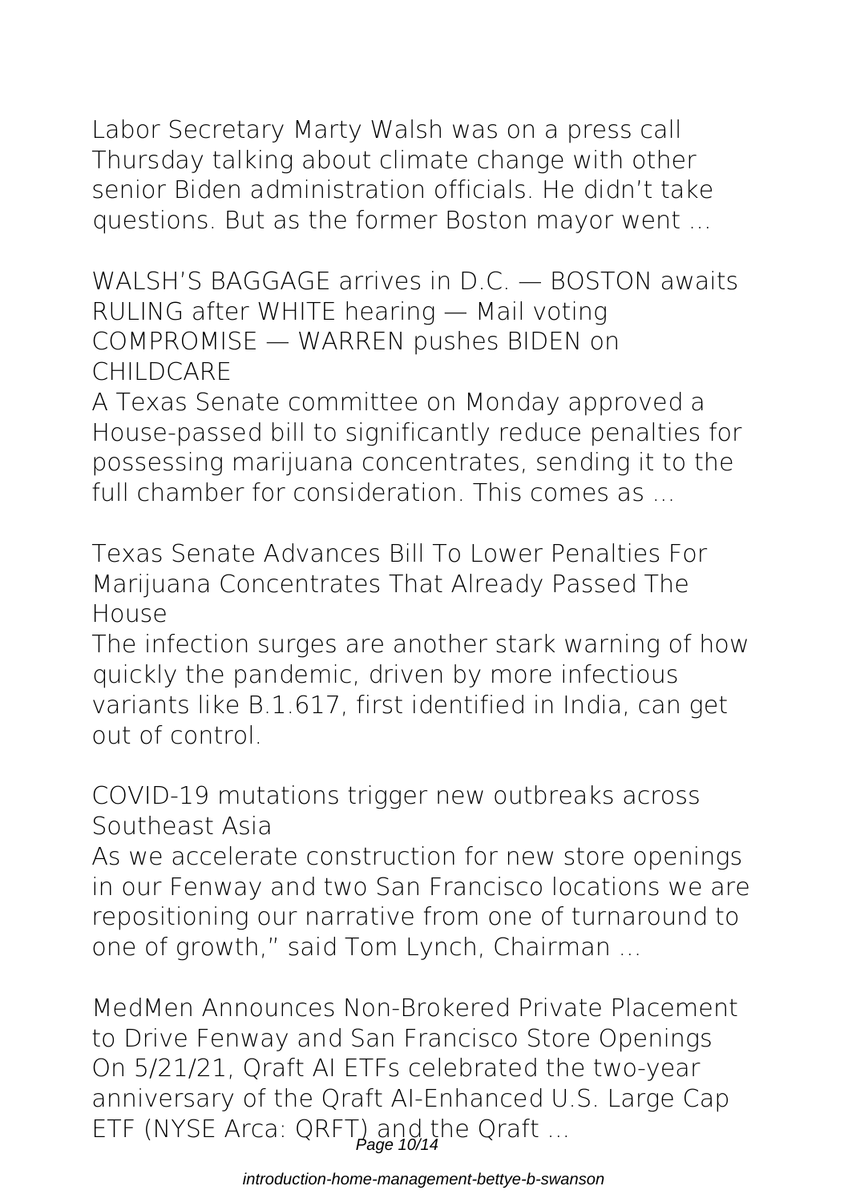Labor Secretary Marty Walsh was on a press call Thursday talking about climate change with other senior Biden administration officials. He didn't take questions. But as the former Boston mayor went ...

**WALSH'S BAGGAGE arrives in D.C. — BOSTON awaits RULING after WHITE hearing — Mail voting COMPROMISE — WARREN pushes BIDEN on CHILDCARE**

A Texas Senate committee on Monday approved a House-passed bill to significantly reduce penalties for possessing marijuana concentrates, sending it to the full chamber for consideration. This comes as ...

**Texas Senate Advances Bill To Lower Penalties For Marijuana Concentrates That Already Passed The House**

The infection surges are another stark warning of how quickly the pandemic, driven by more infectious variants like B.1.617, first identified in India, can get out of control.

**COVID-19 mutations trigger new outbreaks across Southeast Asia**

As we accelerate construction for new store openings in our Fenway and two San Francisco locations we are repositioning our narrative from one of turnaround to one of growth," said Tom Lynch, Chairman ...

**MedMen Announces Non-Brokered Private Placement to Drive Fenway and San Francisco Store Openings**

On 5/21/21, Qraft AI ETFs celebrated the two-year anniversary of the Qraft AI-Enhanced U.S. Large Cap ETF (NYSE Arca: QRFT) and the Qraft ...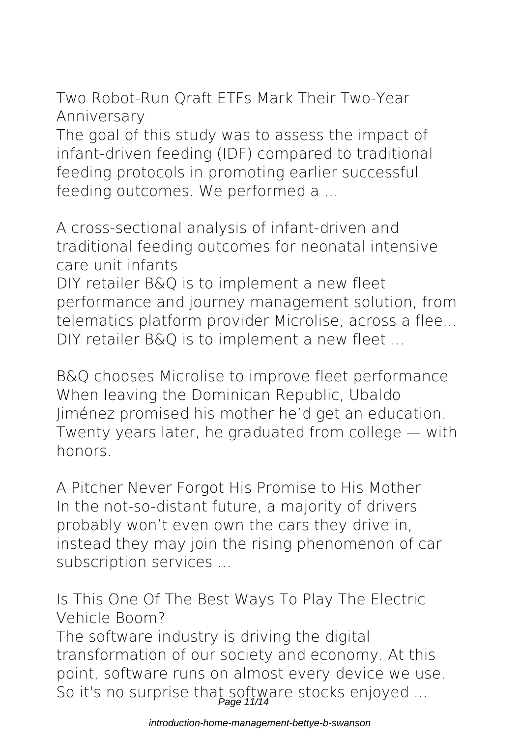**Two Robot-Run Qraft ETFs Mark Their Two-Year Anniversary**

The goal of this study was to assess the impact of infant-driven feeding (IDF) compared to traditional feeding protocols in promoting earlier successful feeding outcomes. We performed a ...

**A cross-sectional analysis of infant-driven and traditional feeding outcomes for neonatal intensive care unit infants**

DIY retailer B&Q is to implement a new fleet performance and journey management solution, from telematics platform provider Microlise, across a flee... DIY retailer B&Q is to implement a new fleet ...

**B&Q chooses Microlise to improve fleet performance**

When leaving the Dominican Republic, Ubaldo Jiménez promised his mother he'd get an education. Twenty years later, he graduated from college — with honors.

**A Pitcher Never Forgot His Promise to His Mother**

In the not-so-distant future, a majority of drivers probably won't even own the cars they drive in, instead they may join the rising phenomenon of car subscription services ...

**Is This One Of The Best Ways To Play The Electric Vehicle Boom?**

The software industry is driving the digital transformation of our society and economy. At this point, software runs on almost every device we use. So it's no surprise that software stocks enjoyed ...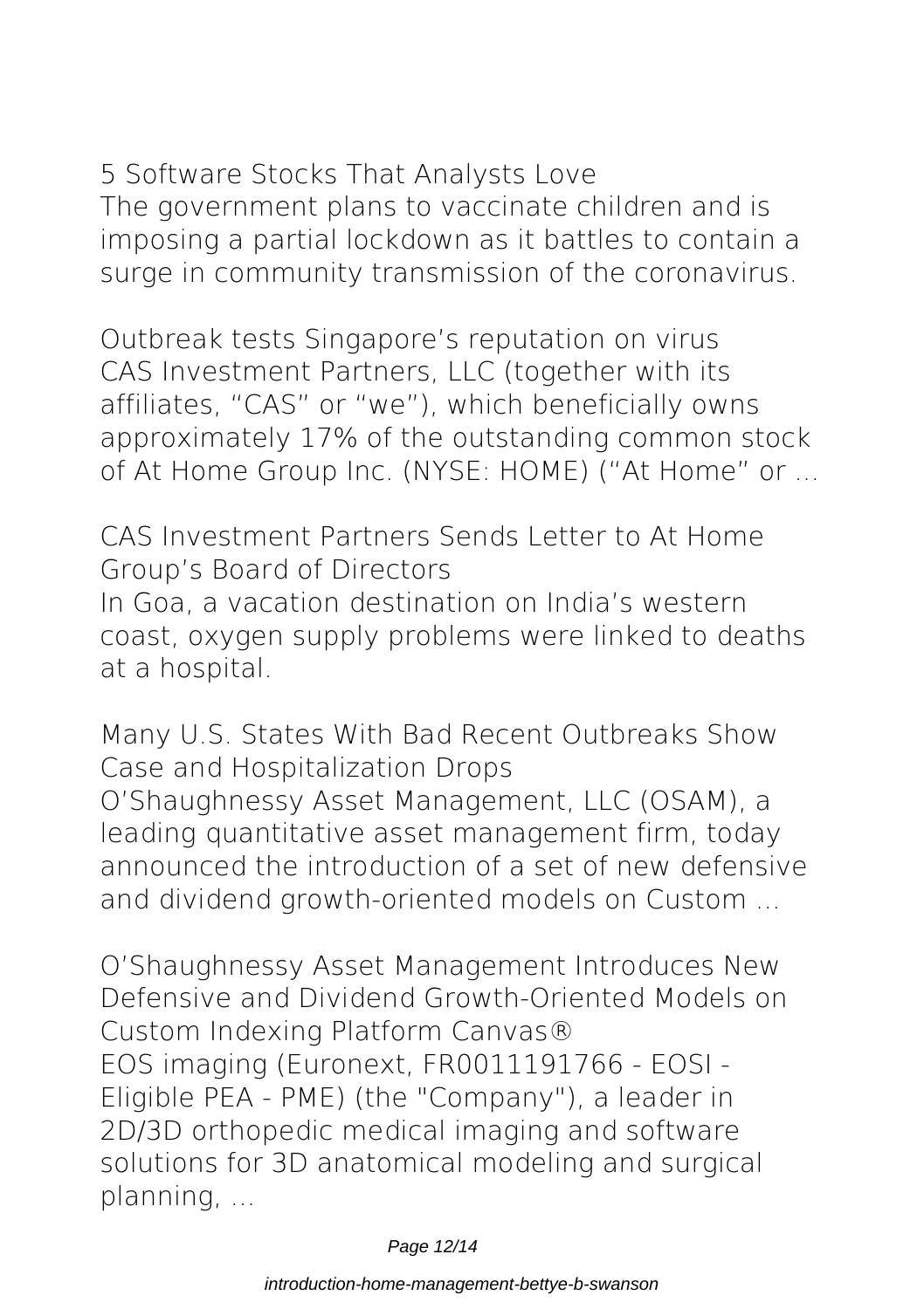**5 Software Stocks That Analysts Love**
The government plans to vaccinate children and is imposing a partial lockdown as it battles to contain a surge in community transmission of the coronavirus.

**Outbreak tests Singapore's reputation on virus**
CAS Investment Partners, LLC (together with its affiliates, "CAS" or "we"), which beneficially owns approximately 17% of the outstanding common stock of At Home Group Inc. (NYSE: HOME) ("At Home" or ...

**CAS Investment Partners Sends Letter to At Home Group's Board of Directors**
In Goa, a vacation destination on India's western coast, oxygen supply problems were linked to deaths at a hospital.

**Many U.S. States With Bad Recent Outbreaks Show Case and Hospitalization Drops**
O'Shaughnessy Asset Management, LLC (OSAM), a leading quantitative asset management firm, today announced the introduction of a set of new defensive and dividend growth-oriented models on Custom ...

**O'Shaughnessy Asset Management Introduces New Defensive and Dividend Growth-Oriented Models on Custom Indexing Platform Canvas®**
EOS imaging (Euronext, FR0011191766 - EOSI - Eligible PEA - PME) (the "Company"), a leader in 2D/3D orthopedic medical imaging and software solutions for 3D anatomical modeling and surgical planning, ...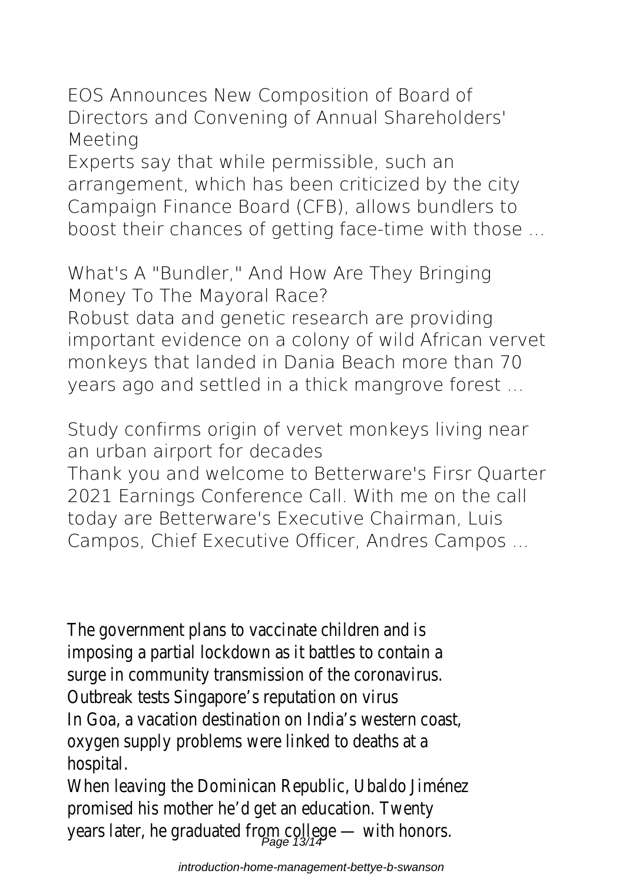**EOS Announces New Composition of Board of Directors and Convening of Annual Shareholders' Meeting**

Experts say that while permissible, such an arrangement, which has been criticized by the city Campaign Finance Board (CFB), allows bundlers to boost their chances of getting face-time with those ...

**What's A "Bundler," And How Are They Bringing Money To The Mayoral Race?**

Robust data and genetic research are providing important evidence on a colony of wild African vervet monkeys that landed in Dania Beach more than 70 years ago and settled in a thick mangrove forest ...

**Study confirms origin of vervet monkeys living near an urban airport for decades**

Thank you and welcome to Betterware's Firsr Quarter 2021 Earnings Conference Call. With me on the call today are Betterware's Executive Chairman, Luis Campos, Chief Executive Officer, Andres Campos ...

The government plans to vaccinate children and is imposing a partial lockdown as it battles to contain a surge in community transmission of the coronavirus.

Outbreak tests Singapore's reputation on virus

In Goa, a vacation destination on India's western coast, oxygen supply problems were linked to deaths at a hospital.

When leaving the Dominican Republic, Ubaldo Jiménez promised his mother he'd get an education. Twenty years later, he graduated from college — with honors.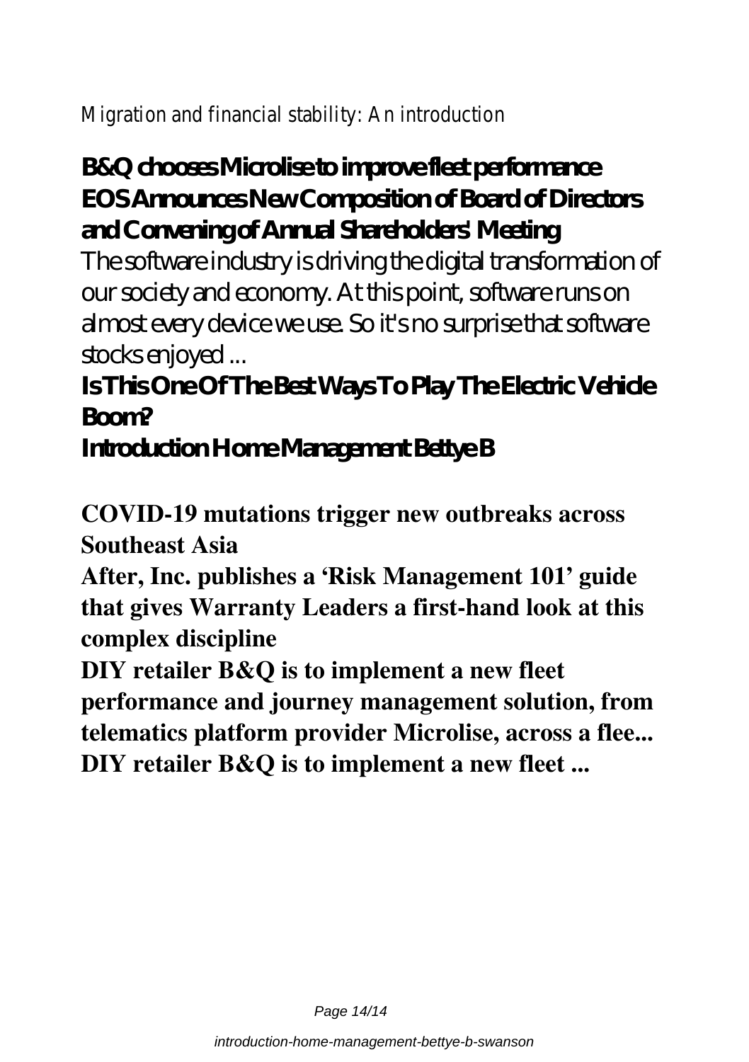Migration and financial stability: An introduction

**B&Q chooses Microlise to improve fleet performance**
**EOS Announces New Composition of Board of Directors and Convening of Annual Shareholders' Meeting**

The software industry is driving the digital transformation of our society and economy. At this point, software runs on almost every device we use. So it's no surprise that software stocks enjoyed ...

**Is This One Of The Best Ways To Play The Electric Vehicle Boom?**
**Introduction Home Management Bettye B**

**COVID-19 mutations trigger new outbreaks across Southeast Asia**
**After, Inc. publishes a 'Risk Management 101' guide that gives Warranty Leaders a first-hand look at this complex discipline**
**DIY retailer B&Q is to implement a new fleet performance and journey management solution, from telematics platform provider Microlise, across a flee...**
**DIY retailer B&Q is to implement a new fleet ...**